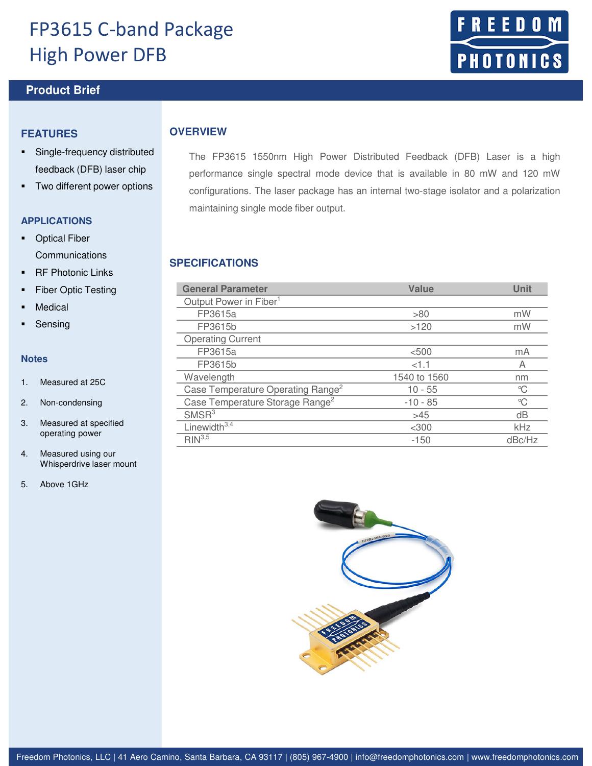# FP3615 C-band Package High Power DFB

## Product Brief

### FEATURES

- Single-frequency distributed feedback (DFB) laser chip
- Two different power options

### APPLICATIONS

- Optical Fiber Communications
- RF Photonic Links
- Fiber Optic Testing
- Medical
- Sensing

### Notes

1. Measured at 25C
2. Non-condensing
3. Measured at specified operating power
4. Measured using our Whisperdrive laser mount
5. Above 1GHz

### OVERVIEW

The FP3615 1550nm High Power Distributed Feedback (DFB) Laser is a high performance single spectral mode device that is available in 80 mW and 120 mW configurations. The laser package has an internal two-stage isolator and a polarization maintaining single mode fiber output.

### SPECIFICATIONS

| General Parameter | Value | Unit |
|---|---|---|
| Output Power in Fiber[1] | | |
| FP3615a | >80 | mW |
| FP3615b | >120 | mW |
| Operating Current | | |
| FP3615a | <500 | mA |
| FP3615b | <1.1 | A |
| Wavelength | 1540 to 1560 | nm |
| Case Temperature Operating Range[2] | 10 - 55 | ℃ |
| Case Temperature Storage Range[2] | -10 - 85 | ℃ |
| SMSR[3] | >45 | dB |
| Linewidth[3,4] | <300 | kHz |
| RIN[3,5] | -150 | dBc/Hz |

Freedom Photonics, LLC | 41 Aero Camino, Santa Barbara, CA 93117 | (805) 967-4900 | info@freedomphotonics.com | www.freedomphotonics.com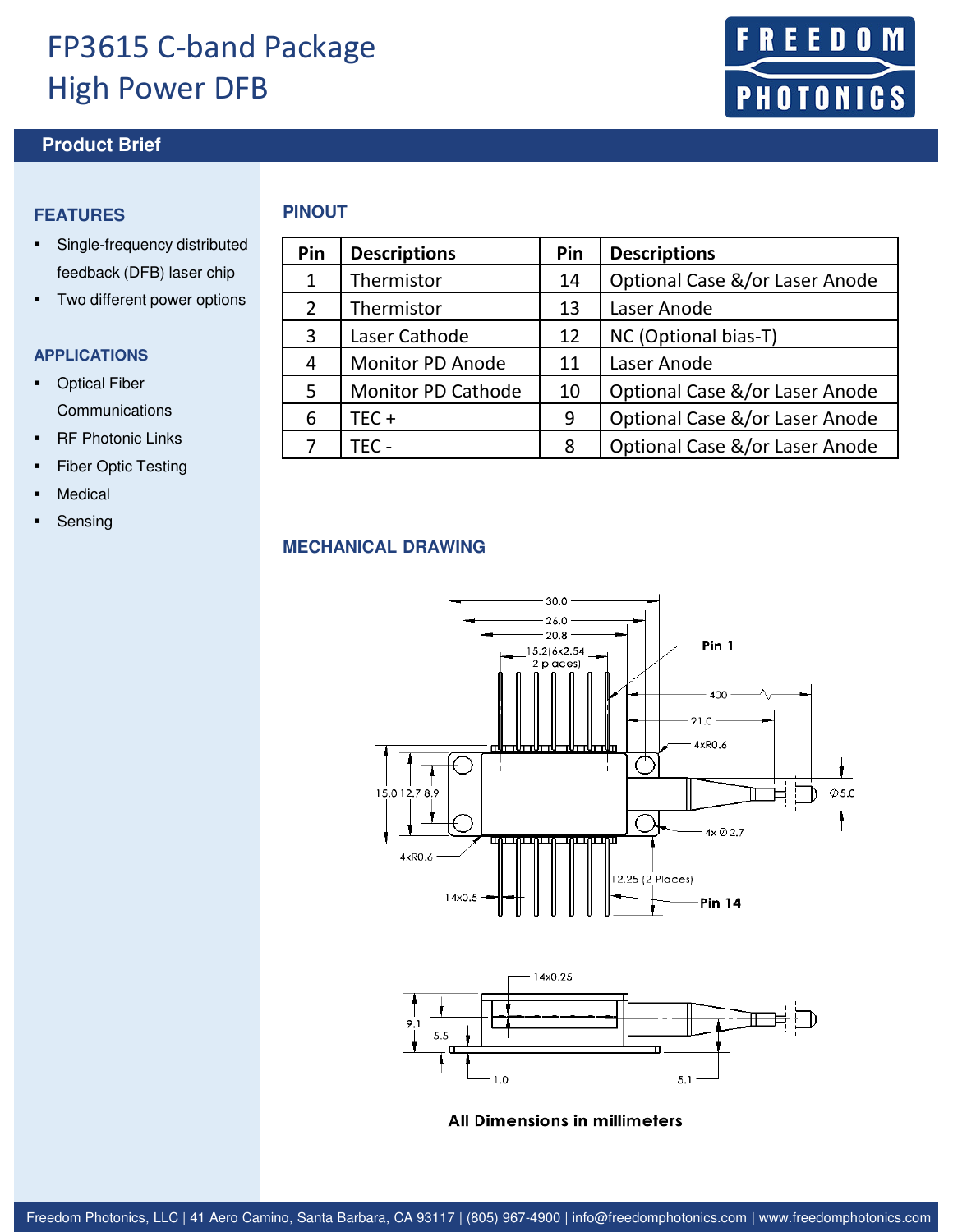# FP3615 C-band Package
# High Power DFB

**Product Brief**

### FEATURES

- Single-frequency distributed feedback (DFB) laser chip
- Two different power options

### APPLICATIONS

- Optical Fiber Communications
- RF Photonic Links
- Fiber Optic Testing
- Medical
- Sensing

### PINOUT

| Pin | Descriptions | Pin | Descriptions |
|---|---|---|---|
| 1 | Thermistor | 14 | Optional Case &/or Laser Anode |
| 2 | Thermistor | 13 | Laser Anode |
| 3 | Laser Cathode | 12 | NC (Optional bias-T) |
| 4 | Monitor PD Anode | 11 | Laser Anode |
| 5 | Monitor PD Cathode | 10 | Optional Case &/or Laser Anode |
| 6 | TEC + | 9 | Optional Case &/or Laser Anode |
| 7 | TEC - | 8 | Optional Case &/or Laser Anode |

### MECHANICAL DRAWING

30.0
26.0
20.8
15.2(6x2.54 2 places)
Pin 1
400
21.0
4xR0.6
15.0 12.7 8.9
Ø5.0
4x Ø2.7
4xR0.6
12.25 (2 Places)
14x0.5
Pin 14
14x0.25
9.1
5.5
1.0
5.1

**All Dimensions in millimeters**